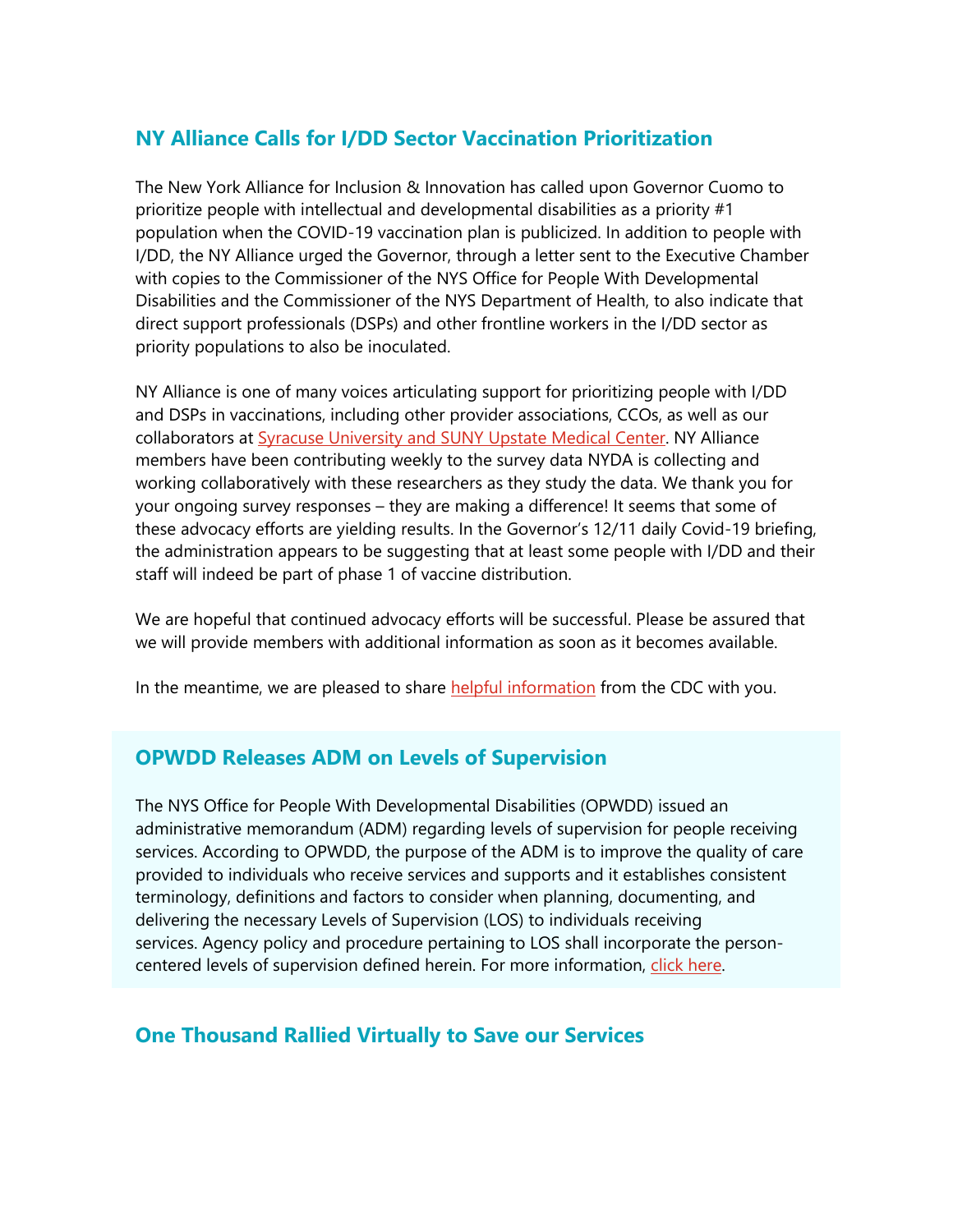## NY Alliance Calls for I/DD Sector Vaccination Prioritization

The New York Alliance for Inclusion & Innovation has called upon Governor Cuomo to prioritize people with intellectual and developmental disabilities as a priority #1 population when the COVID-19 vaccination plan is publicized. In addition to people with I/DD, the NY Alliance urged the Governor, through a letter sent to the Executive Chamber with copies to the Commissioner of the NYS Office for People With Developmental Disabilities and the Commissioner of the NYS Department of Health, to also indicate that direct support professionals (DSPs) and other frontline workers in the I/DD sector as priority populations to also be inoculated.

NY Alliance is one of many voices articulating support for prioritizing people with I/DD and DSPs in vaccinations, including other provider associations, CCOs, as well as our collaborators at Syracuse University and SUNY Upstate Medical Center. NY Alliance members have been contributing weekly to the survey data NYDA is collecting and working collaboratively with these researchers as they study the data. We thank you for your ongoing survey responses – they are making a difference! It seems that some of these advocacy efforts are yielding results. In the Governor's 12/11 daily Covid-19 briefing, the administration appears to be suggesting that at least some people with I/DD and their staff will indeed be part of phase 1 of vaccine distribution.

We are hopeful that continued advocacy efforts will be successful. Please be assured that we will provide members with additional information as soon as it becomes available.

In the meantime, we are pleased to share helpful information from the CDC with you.

## OPWDD Releases ADM on Levels of Supervision

The NYS Office for People With Developmental Disabilities (OPWDD) issued an administrative memorandum (ADM) regarding levels of supervision for people receiving services. According to OPWDD, the purpose of the ADM is to improve the quality of care provided to individuals who receive services and supports and it establishes consistent terminology, definitions and factors to consider when planning, documenting, and delivering the necessary Levels of Supervision (LOS) to individuals receiving services. Agency policy and procedure pertaining to LOS shall incorporate the person-centered levels of supervision defined herein. For more information, click here.

## One Thousand Rallied Virtually to Save our Services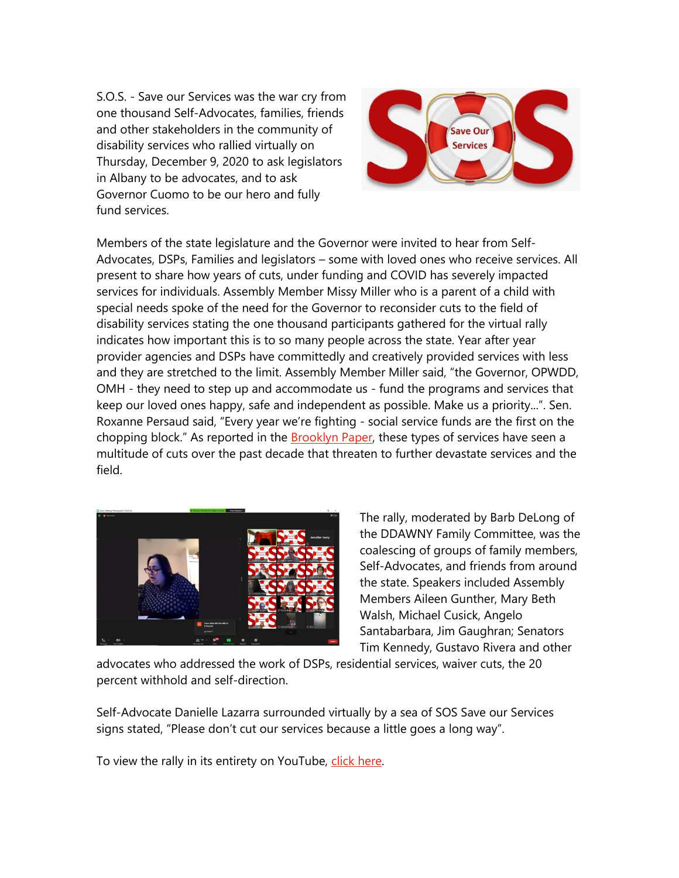S.O.S. - Save our Services was the war cry from one thousand Self-Advocates, families, friends and other stakeholders in the community of disability services who rallied virtually on Thursday, December 9, 2020 to ask legislators in Albany to be advocates, and to ask Governor Cuomo to be our hero and fully fund services.

Members of the state legislature and the Governor were invited to hear from Self-Advocates, DSPs, Families and legislators – some with loved ones who receive services. All present to share how years of cuts, under funding and COVID has severely impacted services for individuals. Assembly Member Missy Miller who is a parent of a child with special needs spoke of the need for the Governor to reconsider cuts to the field of disability services stating the one thousand participants gathered for the virtual rally indicates how important this is to so many people across the state. Year after year provider agencies and DSPs have committedly and creatively provided services with less and they are stretched to the limit. Assembly Member Miller said, "the Governor, OPWDD, OMH - they need to step up and accommodate us - fund the programs and services that keep our loved ones happy, safe and independent as possible. Make us a priority…". Sen. Roxanne Persaud said, "Every year we're fighting - social service funds are the first on the chopping block." As reported in the Brooklyn Paper, these types of services have seen a multitude of cuts over the past decade that threaten to further devastate services and the field.

The rally, moderated by Barb DeLong of the DDAWNY Family Committee, was the coalescing of groups of family members, Self-Advocates, and friends from around the state. Speakers included Assembly Members Aileen Gunther, Mary Beth Walsh, Michael Cusick, Angelo Santabarbara, Jim Gaughran; Senators Tim Kennedy, Gustavo Rivera and other advocates who addressed the work of DSPs, residential services, waiver cuts, the 20 percent withhold and self-direction.

Self-Advocate Danielle Lazarra surrounded virtually by a sea of SOS Save our Services signs stated, "Please don't cut our services because a little goes a long way".

To view the rally in its entirety on YouTube, click here.